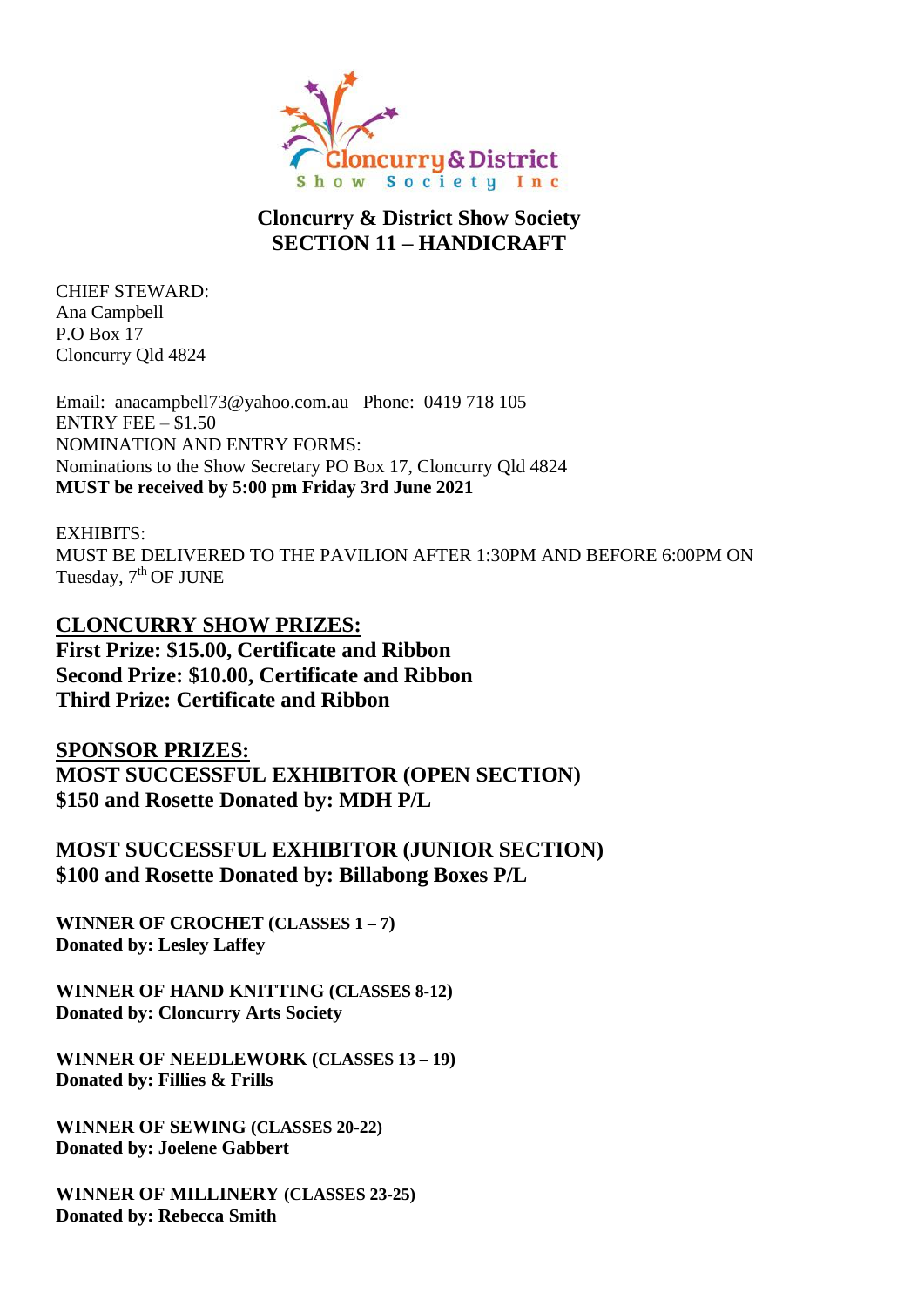Cloncurry & District Show Society Inc

# Cloncurry & District Show Society
# SECTION 11 – HANDICRAFT

CHIEF STEWARD:
Ana Campbell
P.O Box 17
Cloncurry Qld 4824

Email: anacampbell73@yahoo.com.au Phone: 0419 718 105
ENTRY FEE – $1.50
NOMINATION AND ENTRY FORMS:
Nominations to the Show Secretary PO Box 17, Cloncurry Qld 4824
**MUST be received by 5:00 pm Friday 3rd June 2021**

EXHIBITS:
MUST BE DELIVERED TO THE PAVILION AFTER 1:30PM AND BEFORE 6:00PM ON Tuesday, 7th OF JUNE

## CLONCURRY SHOW PRIZES:

**First Prize: $15.00, Certificate and Ribbon**
**Second Prize: $10.00, Certificate and Ribbon**
**Third Prize: Certificate and Ribbon**

## SPONSOR PRIZES:

**MOST SUCCESSFUL EXHIBITOR (OPEN SECTION)**
**$150 and Rosette Donated by: MDH P/L**

**MOST SUCCESSFUL EXHIBITOR (JUNIOR SECTION)**
**$100 and Rosette Donated by: Billabong Boxes P/L**

**WINNER OF CROCHET (CLASSES 1 – 7)**
**Donated by: Lesley Laffey**

**WINNER OF HAND KNITTING (CLASSES 8-12)**
**Donated by: Cloncurry Arts Society**

**WINNER OF NEEDLEWORK (CLASSES 13 – 19)**
**Donated by: Fillies & Frills**

**WINNER OF SEWING (CLASSES 20-22)**
**Donated by: Joelene Gabbert**

**WINNER OF MILLINERY (CLASSES 23-25)**
**Donated by: Rebecca Smith**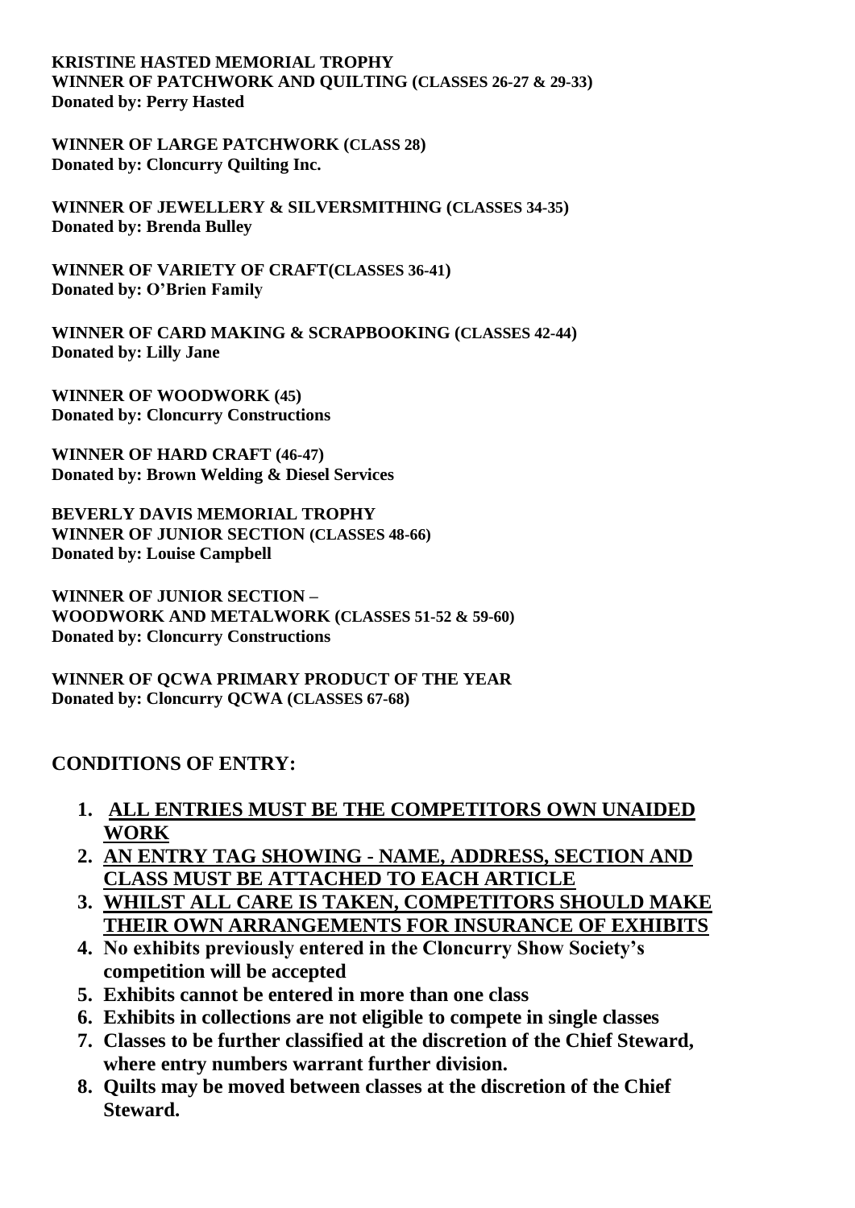**KRISTINE HASTED MEMORIAL TROPHY**
**WINNER OF PATCHWORK AND QUILTING (CLASSES 26-27 & 29-33)**
**Donated by: Perry Hasted**

**WINNER OF LARGE PATCHWORK (CLASS 28)**
**Donated by: Cloncurry Quilting Inc.**

**WINNER OF JEWELLERY & SILVERSMITHING (CLASSES 34-35)**
**Donated by: Brenda Bulley**

**WINNER OF VARIETY OF CRAFT(CLASSES 36-41)**
**Donated by: O'Brien Family**

**WINNER OF CARD MAKING & SCRAPBOOKING (CLASSES 42-44)**
**Donated by: Lilly Jane**

**WINNER OF WOODWORK (45)**
**Donated by: Cloncurry Constructions**

**WINNER OF HARD CRAFT (46-47)**
**Donated by: Brown Welding & Diesel Services**

**BEVERLY DAVIS MEMORIAL TROPHY**
**WINNER OF JUNIOR SECTION (CLASSES 48-66)**
**Donated by: Louise Campbell**

**WINNER OF JUNIOR SECTION –**
**WOODWORK AND METALWORK (CLASSES 51-52 & 59-60)**
**Donated by: Cloncurry Constructions**

**WINNER OF QCWA PRIMARY PRODUCT OF THE YEAR**
**Donated by: Cloncurry QCWA (CLASSES 67-68)**

## CONDITIONS OF ENTRY:

1. **<u>ALL ENTRIES MUST BE THE COMPETITORS OWN UNAIDED WORK</u>**
2. **<u>AN ENTRY TAG SHOWING - NAME, ADDRESS, SECTION AND CLASS MUST BE ATTACHED TO EACH ARTICLE</u>**
3. **<u>WHILST ALL CARE IS TAKEN, COMPETITORS SHOULD MAKE THEIR OWN ARRANGEMENTS FOR INSURANCE OF EXHIBITS</u>**
4. **No exhibits previously entered in the Cloncurry Show Society's competition will be accepted**
5. **Exhibits cannot be entered in more than one class**
6. **Exhibits in collections are not eligible to compete in single classes**
7. **Classes to be further classified at the discretion of the Chief Steward, where entry numbers warrant further division.**
8. **Quilts may be moved between classes at the discretion of the Chief Steward.**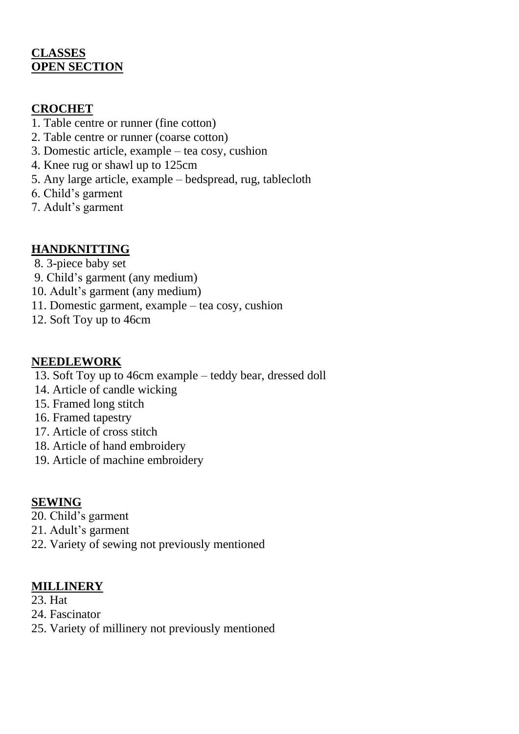**CLASSES**
**OPEN SECTION**

## CROCHET

1. Table centre or runner (fine cotton)
2. Table centre or runner (coarse cotton)
3. Domestic article, example – tea cosy, cushion
4. Knee rug or shawl up to 125cm
5. Any large article, example – bedspread, rug, tablecloth
6. Child's garment
7. Adult's garment

## HANDKNITTING

8. 3-piece baby set
9. Child's garment (any medium)
10. Adult's garment (any medium)
11. Domestic garment, example – tea cosy, cushion
12. Soft Toy up to 46cm

## NEEDLEWORK

13. Soft Toy up to 46cm example – teddy bear, dressed doll
14. Article of candle wicking
15. Framed long stitch
16. Framed tapestry
17. Article of cross stitch
18. Article of hand embroidery
19. Article of machine embroidery

## SEWING

20. Child's garment
21. Adult's garment
22. Variety of sewing not previously mentioned

## MILLINERY

23. Hat
24. Fascinator
25. Variety of millinery not previously mentioned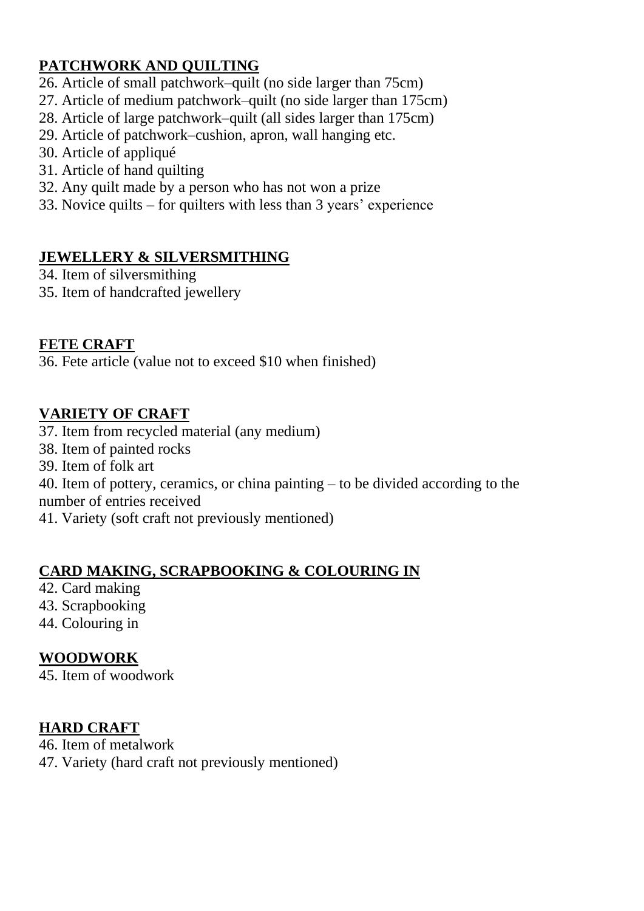## PATCHWORK AND QUILTING

26. Article of small patchwork–quilt (no side larger than 75cm)
27. Article of medium patchwork–quilt (no side larger than 175cm)
28. Article of large patchwork–quilt (all sides larger than 175cm)
29. Article of patchwork–cushion, apron, wall hanging etc.
30. Article of appliqué
31. Article of hand quilting
32. Any quilt made by a person who has not won a prize
33. Novice quilts – for quilters with less than 3 years' experience

## JEWELLERY & SILVERSMITHING

34. Item of silversmithing
35. Item of handcrafted jewellery

## FETE CRAFT

36. Fete article (value not to exceed $10 when finished)

## VARIETY OF CRAFT

37. Item from recycled material (any medium)
38. Item of painted rocks
39. Item of folk art
40. Item of pottery, ceramics, or china painting – to be divided according to the number of entries received
41. Variety (soft craft not previously mentioned)

## CARD MAKING, SCRAPBOOKING & COLOURING IN

42. Card making
43. Scrapbooking
44. Colouring in

## WOODWORK

45. Item of woodwork

## HARD CRAFT

46. Item of metalwork
47. Variety (hard craft not previously mentioned)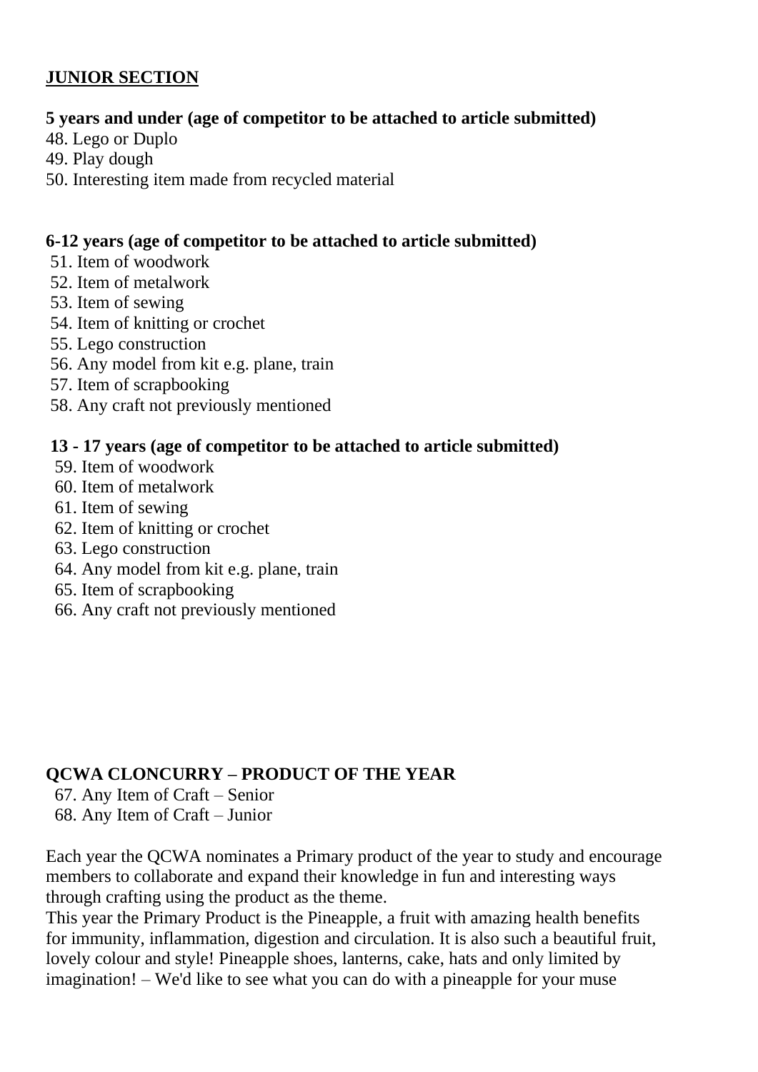## JUNIOR SECTION

**5 years and under (age of competitor to be attached to article submitted)**

48. Lego or Duplo
49. Play dough
50. Interesting item made from recycled material

**6-12 years (age of competitor to be attached to article submitted)**

51. Item of woodwork
52. Item of metalwork
53. Item of sewing
54. Item of knitting or crochet
55. Lego construction
56. Any model from kit e.g. plane, train
57. Item of scrapbooking
58. Any craft not previously mentioned

**13 - 17 years (age of competitor to be attached to article submitted)**

59. Item of woodwork
60. Item of metalwork
61. Item of sewing
62. Item of knitting or crochet
63. Lego construction
64. Any model from kit e.g. plane, train
65. Item of scrapbooking
66. Any craft not previously mentioned

## QCWA CLONCURRY – PRODUCT OF THE YEAR

67. Any Item of Craft – Senior
68. Any Item of Craft – Junior

Each year the QCWA nominates a Primary product of the year to study and encourage members to collaborate and expand their knowledge in fun and interesting ways through crafting using the product as the theme.

This year the Primary Product is the Pineapple, a fruit with amazing health benefits for immunity, inflammation, digestion and circulation. It is also such a beautiful fruit, lovely colour and style! Pineapple shoes, lanterns, cake, hats and only limited by imagination! – We'd like to see what you can do with a pineapple for your muse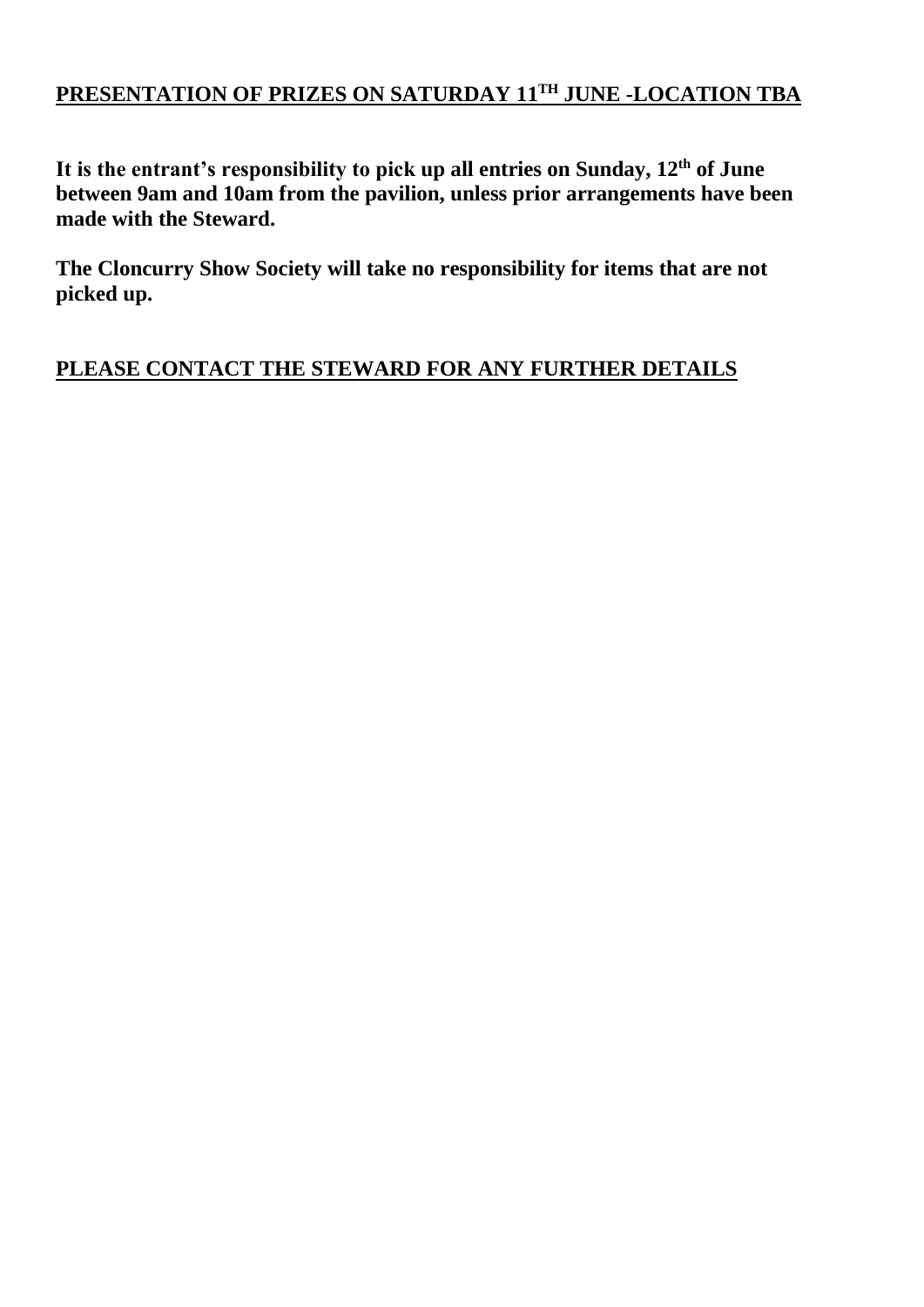**PRESENTATION OF PRIZES ON SATURDAY 11TH JUNE -LOCATION TBA**

**It is the entrant's responsibility to pick up all entries on Sunday, 12th of June between 9am and 10am from the pavilion, unless prior arrangements have been made with the Steward.**

**The Cloncurry Show Society will take no responsibility for items that are not picked up.**

**PLEASE CONTACT THE STEWARD FOR ANY FURTHER DETAILS**